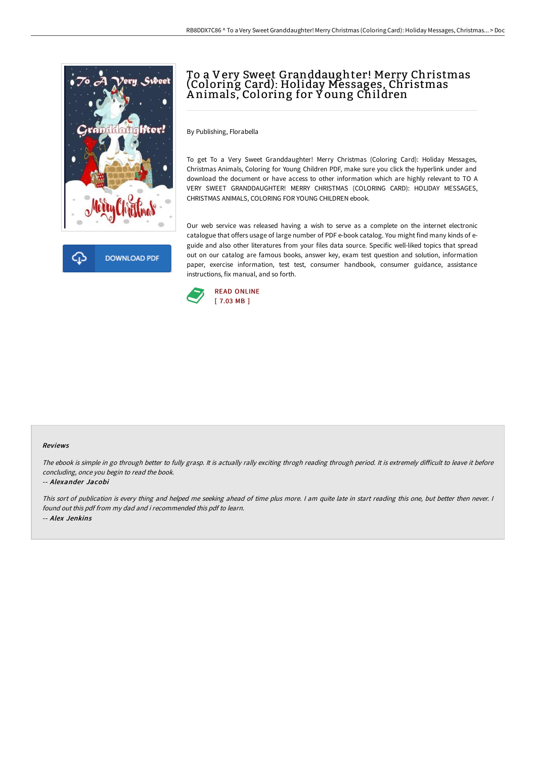# To a Very Sweet Granddaughter! Merry Christmas (Coloring Card): Holiday Messages, Christmas Animals, Coloring for Young Children

By Publishing, Florabella

To get To a Very Sweet Granddaughter! Merry Christmas (Coloring Card): Holiday Messages, Christmas Animals, Coloring for Young Children PDF, make sure you click the hyperlink under and download the document or have access to other information which are highly relevant to TO A VERY SWEET GRANDDAUGHTER! MERRY CHRISTMAS (COLORING CARD): HOLIDAY MESSAGES, CHRISTMAS ANIMALS, COLORING FOR YOUNG CHILDREN ebook.

Our web service was released having a wish to serve as a complete on the internet electronic catalogue that offers usage of large number of PDF e-book catalog. You might find many kinds of e-guide and also other literatures from your files data source. Specific well-liked topics that spread out on our catalog are famous books, answer key, exam test question and solution, information paper, exercise information, test test, consumer handbook, consumer guidance, assistance instructions, fix manual, and so forth.

DOWNLOAD PDF

READ ONLINE
[ 7.03 MB ]

## Reviews

*The ebook is simple in go through better to fully grasp. It is actually rally exciting throgh reading through period. It is extremely difficult to leave it before concluding, once you begin to read the book.*

-- ***Alexander Jacobi***

*This sort of publication is every thing and helped me seeking ahead of time plus more. I am quite late in start reading this one, but better then never. I found out this pdf from my dad and i recommended this pdf to learn.*

-- ***Alex Jenkins***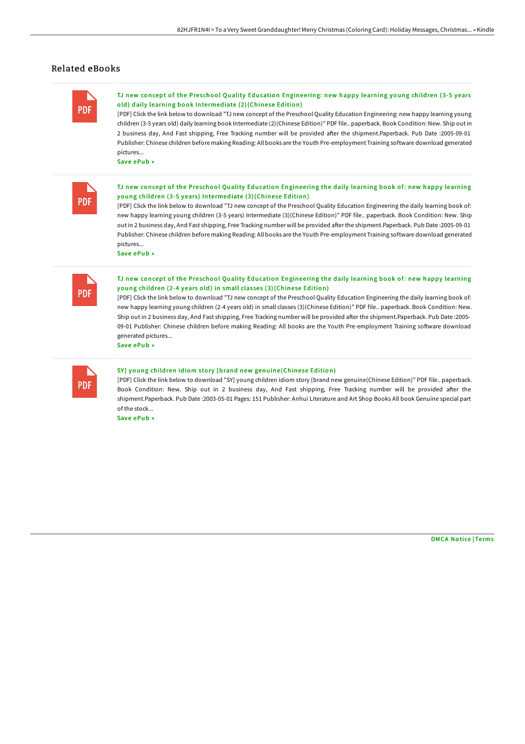## Related eBooks

**TJ new concept of the Preschool Quality Education Engineering: new happy learning young children (3-5 years old) daily learning book Intermediate (2)(Chinese Edition)**

[PDF] Click the link below to download "TJ new concept of the Preschool Quality Education Engineering: new happy learning young children (3-5 years old) daily learning book Intermediate (2)(Chinese Edition)" PDF file.. paperback. Book Condition: New. Ship out in 2 business day, And Fast shipping, Free Tracking number will be provided after the shipment.Paperback. Pub Date :2005-09-01 Publisher: Chinese children before making Reading: All books are the Youth Pre-employment Training software download generated pictures...

Save ePub »

**TJ new concept of the Preschool Quality Education Engineering the daily learning book of: new happy learning young children (3-5 years) Intermediate (3)(Chinese Edition)**

[PDF] Click the link below to download "TJ new concept of the Preschool Quality Education Engineering the daily learning book of: new happy learning young children (3-5 years) Intermediate (3)(Chinese Edition)" PDF file.. paperback. Book Condition: New. Ship out in 2 business day, And Fast shipping, Free Tracking number will be provided after the shipment.Paperback. Pub Date :2005-09-01 Publisher: Chinese children before making Reading: All books are the Youth Pre-employment Training software download generated pictures...

Save ePub »

**TJ new concept of the Preschool Quality Education Engineering the daily learning book of: new happy learning young children (2-4 years old) in small classes (3)(Chinese Edition)**

[PDF] Click the link below to download "TJ new concept of the Preschool Quality Education Engineering the daily learning book of: new happy learning young children (2-4 years old) in small classes (3)(Chinese Edition)" PDF file.. paperback. Book Condition: New. Ship out in 2 business day, And Fast shipping, Free Tracking number will be provided after the shipment.Paperback. Pub Date :2005-09-01 Publisher: Chinese children before making Reading: All books are the Youth Pre-employment Training software download generated pictures...

Save ePub »

**SY] young children idiom story [brand new genuine(Chinese Edition)**

[PDF] Click the link below to download "SY] young children idiom story [brand new genuine(Chinese Edition)" PDF file.. paperback. Book Condition: New. Ship out in 2 business day, And Fast shipping, Free Tracking number will be provided after the shipment.Paperback. Pub Date :2003-05-01 Pages: 151 Publisher: Anhui Literature and Art Shop Books All book Genuine special part of the stock...

Save ePub »